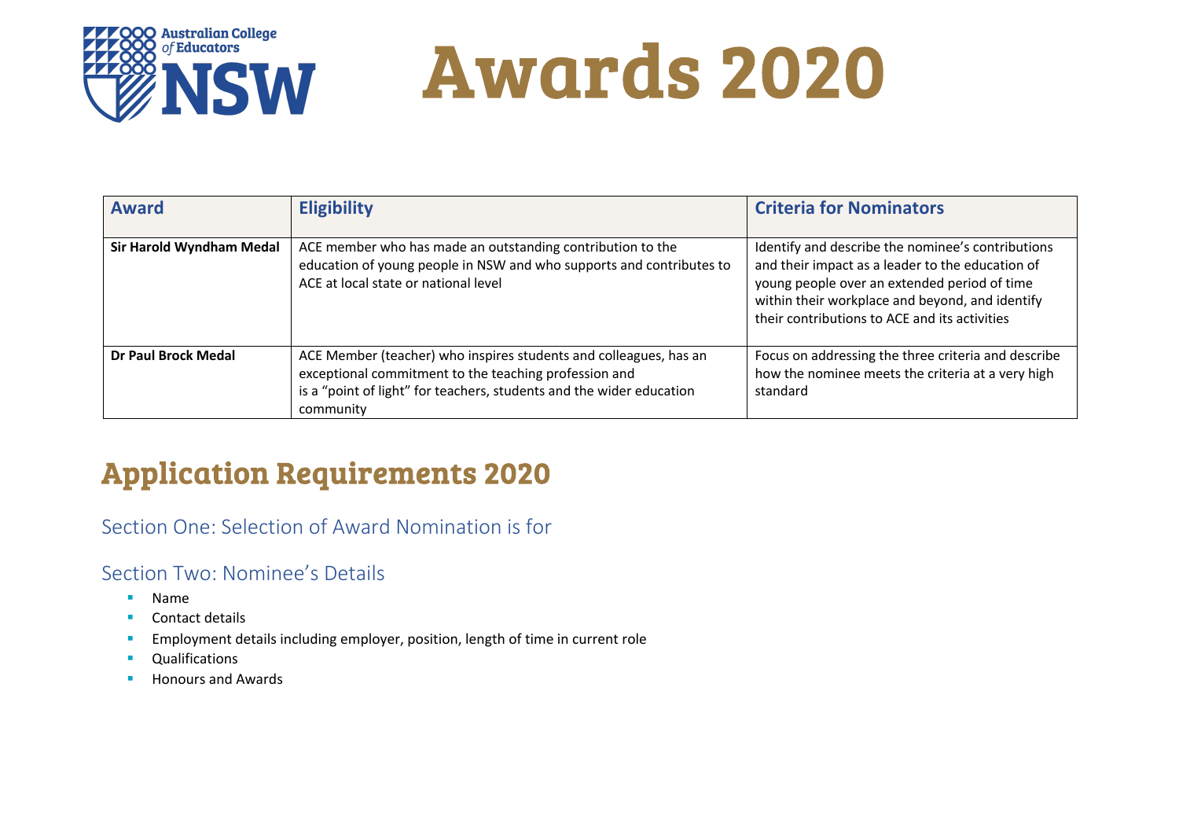# Awards 2020

| Award | Eligibility | Criteria for Nominators |
| --- | --- | --- |
| **Sir Harold Wyndham Medal** | ACE member who has made an outstanding contribution to the education of young people in NSW and who supports and contributes to ACE at local state or national level | Identify and describe the nominee's contributions and their impact as a leader to the education of young people over an extended period of time within their workplace and beyond, and identify their contributions to ACE and its activities |
| **Dr Paul Brock Medal** | ACE Member (teacher) who inspires students and colleagues, has an exceptional commitment to the teaching profession and is a "point of light" for teachers, students and the wider education community | Focus on addressing the three criteria and describe how the nominee meets the criteria at a very high standard |

## Application Requirements 2020

### Section One: Selection of Award Nomination is for

### Section Two: Nominee's Details

- Name
- Contact details
- Employment details including employer, position, length of time in current role
- Qualifications
- Honours and Awards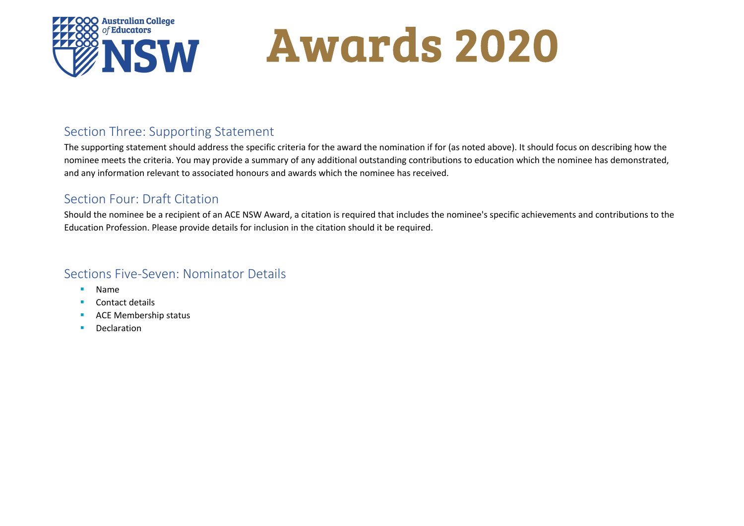# Awards 2020

## Section Three: Supporting Statement

The supporting statement should address the specific criteria for the award the nomination if for (as noted above). It should focus on describing how the nominee meets the criteria. You may provide a summary of any additional outstanding contributions to education which the nominee has demonstrated, and any information relevant to associated honours and awards which the nominee has received.

## Section Four: Draft Citation

Should the nominee be a recipient of an ACE NSW Award, a citation is required that includes the nominee's specific achievements and contributions to the Education Profession. Please provide details for inclusion in the citation should it be required.

## Sections Five-Seven: Nominator Details

- Name
- Contact details
- ACE Membership status
- Declaration